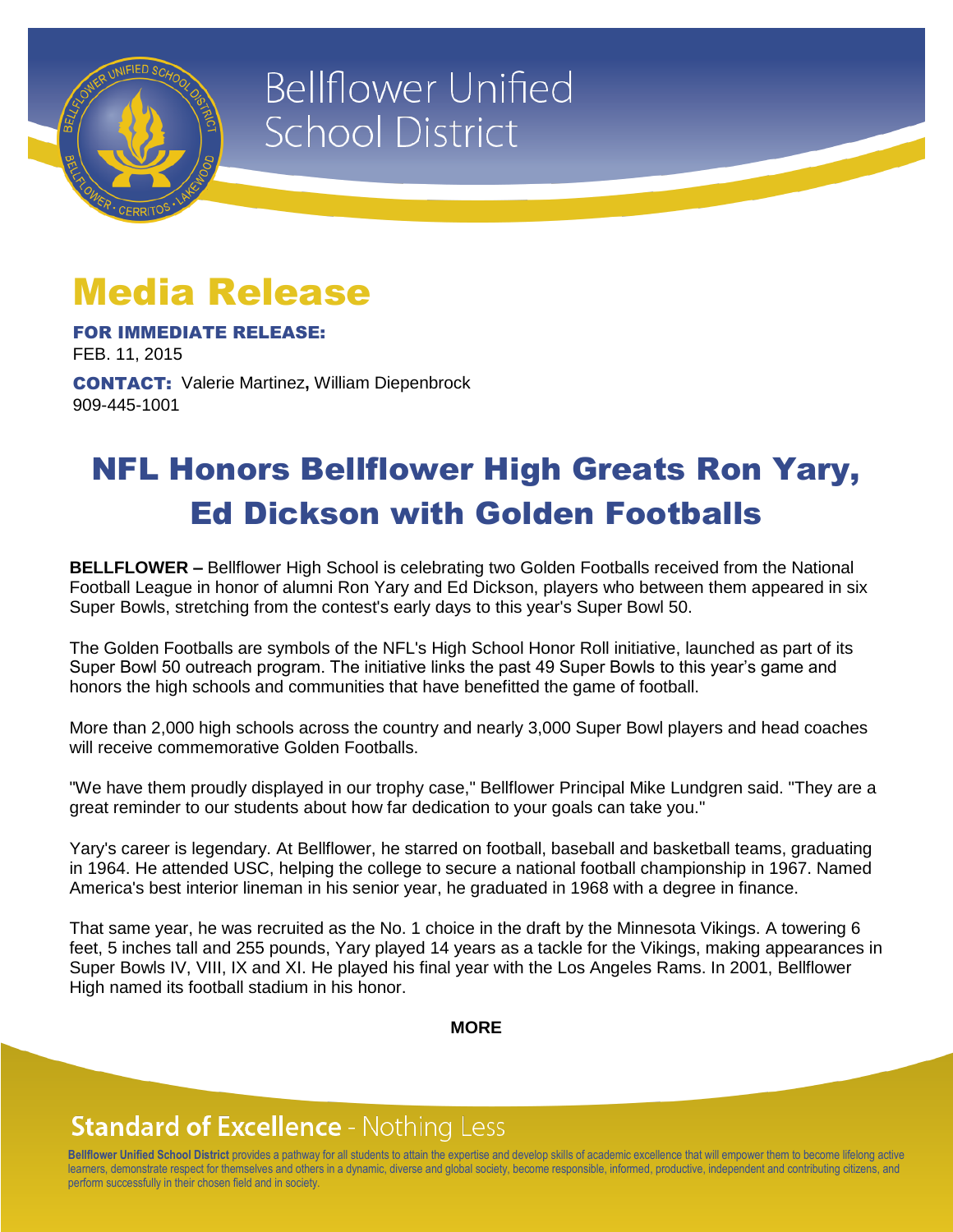# Bellflower Unified School District

# Media Release

**FOR IMMEDIATE RELEASE:**
FEB. 11, 2015

**CONTACT:** Valerie Martinez**,** William Diepenbrock
909-445-1001

## NFL Honors Bellflower High Greats Ron Yary, Ed Dickson with Golden Footballs

**BELLFLOWER –** Bellflower High School is celebrating two Golden Footballs received from the National Football League in honor of alumni Ron Yary and Ed Dickson, players who between them appeared in six Super Bowls, stretching from the contest's early days to this year's Super Bowl 50.

The Golden Footballs are symbols of the NFL's High School Honor Roll initiative, launched as part of its Super Bowl 50 outreach program. The initiative links the past 49 Super Bowls to this year's game and honors the high schools and communities that have benefitted the game of football.

More than 2,000 high schools across the country and nearly 3,000 Super Bowl players and head coaches will receive commemorative Golden Footballs.

"We have them proudly displayed in our trophy case," Bellflower Principal Mike Lundgren said. "They are a great reminder to our students about how far dedication to your goals can take you."

Yary's career is legendary. At Bellflower, he starred on football, baseball and basketball teams, graduating in 1964. He attended USC, helping the college to secure a national football championship in 1967. Named America's best interior lineman in his senior year, he graduated in 1968 with a degree in finance.

That same year, he was recruited as the No. 1 choice in the draft by the Minnesota Vikings. A towering 6 feet, 5 inches tall and 255 pounds, Yary played 14 years as a tackle for the Vikings, making appearances in Super Bowls IV, VIII, IX and XI. He played his final year with the Los Angeles Rams. In 2001, Bellflower High named its football stadium in his honor.

**MORE**

**Standard of Excellence** - Nothing Less

**Bellflower Unified School District** provides a pathway for all students to attain the expertise and develop skills of academic excellence that will empower them to become lifelong active learners, demonstrate respect for themselves and others in a dynamic, diverse and global society, become responsible, informed, productive, independent and contributing citizens, and perform successfully in their chosen field and in society.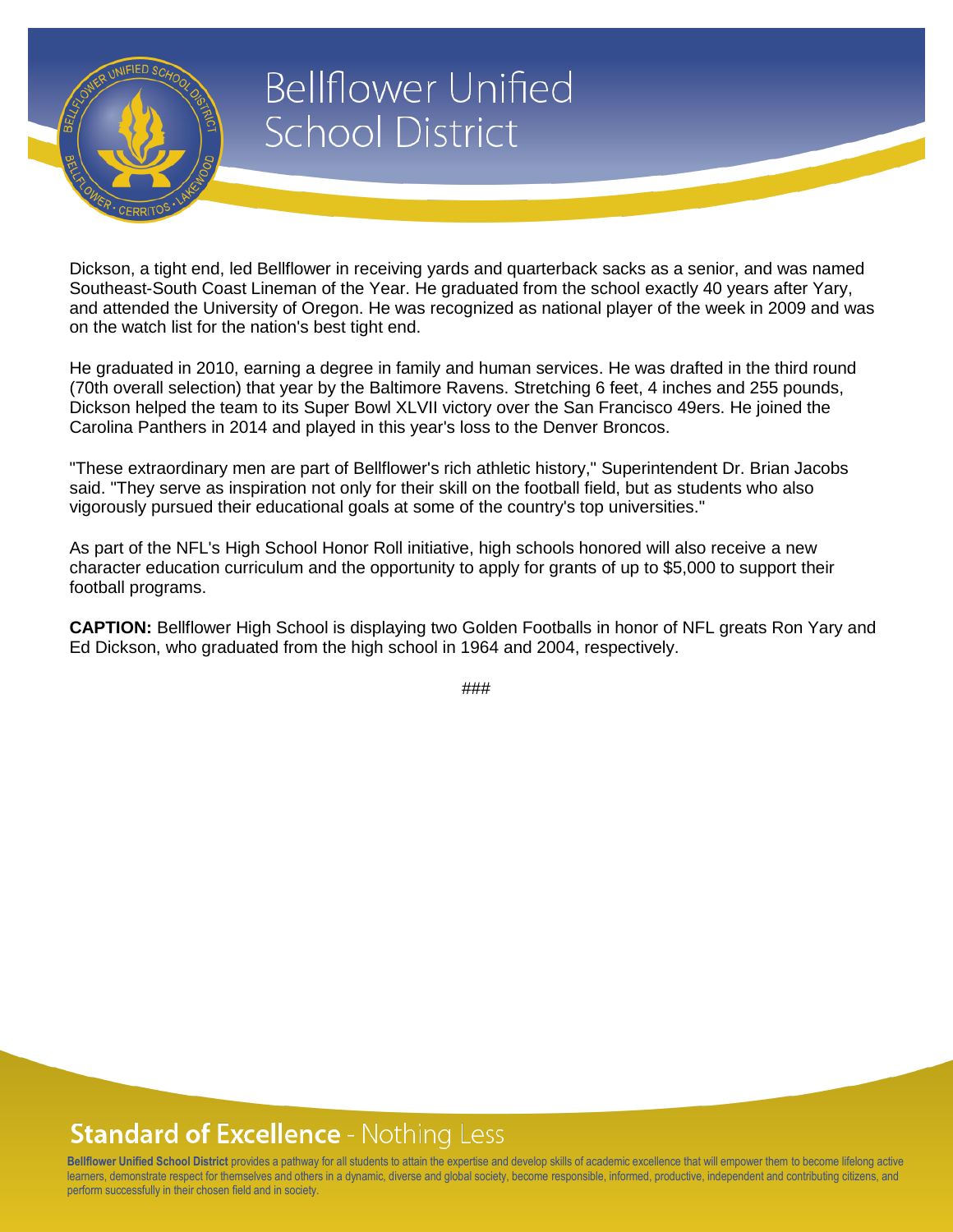Dickson, a tight end, led Bellflower in receiving yards and quarterback sacks as a senior, and was named Southeast-South Coast Lineman of the Year. He graduated from the school exactly 40 years after Yary, and attended the University of Oregon. He was recognized as national player of the week in 2009 and was on the watch list for the nation's best tight end.

He graduated in 2010, earning a degree in family and human services. He was drafted in the third round (70th overall selection) that year by the Baltimore Ravens. Stretching 6 feet, 4 inches and 255 pounds, Dickson helped the team to its Super Bowl XLVII victory over the San Francisco 49ers. He joined the Carolina Panthers in 2014 and played in this year's loss to the Denver Broncos.

"These extraordinary men are part of Bellflower's rich athletic history," Superintendent Dr. Brian Jacobs said. "They serve as inspiration not only for their skill on the football field, but as students who also vigorously pursued their educational goals at some of the country's top universities."

As part of the NFL's High School Honor Roll initiative, high schools honored will also receive a new character education curriculum and the opportunity to apply for grants of up to $5,000 to support their football programs.

**CAPTION:** Bellflower High School is displaying two Golden Footballs in honor of NFL greats Ron Yary and Ed Dickson, who graduated from the high school in 1964 and 2004, respectively.

###